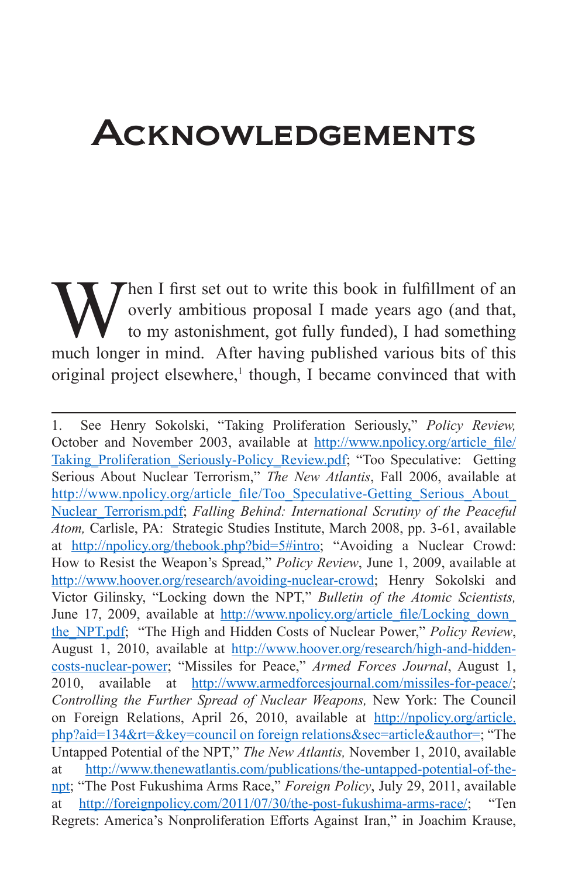# Acknowledgements

When I first set out to write this book in fulfillment of an overly ambitious proposal I made years ago (and that, to my astonishment, got fully funded), I had something much longer in mind. After having published various bits of this original project elsewhere,[1] though, I became convinced that with

---

1. See Henry Sokolski, "Taking Proliferation Seriously," *Policy Review,* October and November 2003, available at http://www.npolicy.org/article_file/Taking_Proliferation_Seriously-Policy_Review.pdf; "Too Speculative: Getting Serious About Nuclear Terrorism," *The New Atlantis*, Fall 2006, available at http://www.npolicy.org/article_file/Too_Speculative-Getting_Serious_About_Nuclear_Terrorism.pdf; *Falling Behind: International Scrutiny of the Peaceful Atom,* Carlisle, PA: Strategic Studies Institute, March 2008, pp. 3-61, available at http://npolicy.org/thebook.php?bid=5#intro; "Avoiding a Nuclear Crowd: How to Resist the Weapon's Spread," *Policy Review*, June 1, 2009, available at http://www.hoover.org/research/avoiding-nuclear-crowd; Henry Sokolski and Victor Gilinsky, "Locking down the NPT," *Bulletin of the Atomic Scientists,* June 17, 2009, available at http://www.npolicy.org/article_file/Locking_down_the_NPT.pdf; "The High and Hidden Costs of Nuclear Power," *Policy Review*, August 1, 2010, available at http://www.hoover.org/research/high-and-hidden-costs-nuclear-power; "Missiles for Peace," *Armed Forces Journal*, August 1, 2010, available at http://www.armedforcesjournal.com/missiles-for-peace/; *Controlling the Further Spread of Nuclear Weapons,* New York: The Council on Foreign Relations, April 26, 2010, available at http://npolicy.org/article.php?aid=134&rt=&key=council on foreign relations&sec=article&author=; "The Untapped Potential of the NPT," *The New Atlantis,* November 1, 2010, available at http://www.thenewatlantis.com/publications/the-untapped-potential-of-the-npt; "The Post Fukushima Arms Race," *Foreign Policy*, July 29, 2011, available at http://foreignpolicy.com/2011/07/30/the-post-fukushima-arms-race/; "Ten Regrets: America's Nonproliferation Efforts Against Iran," in Joachim Krause,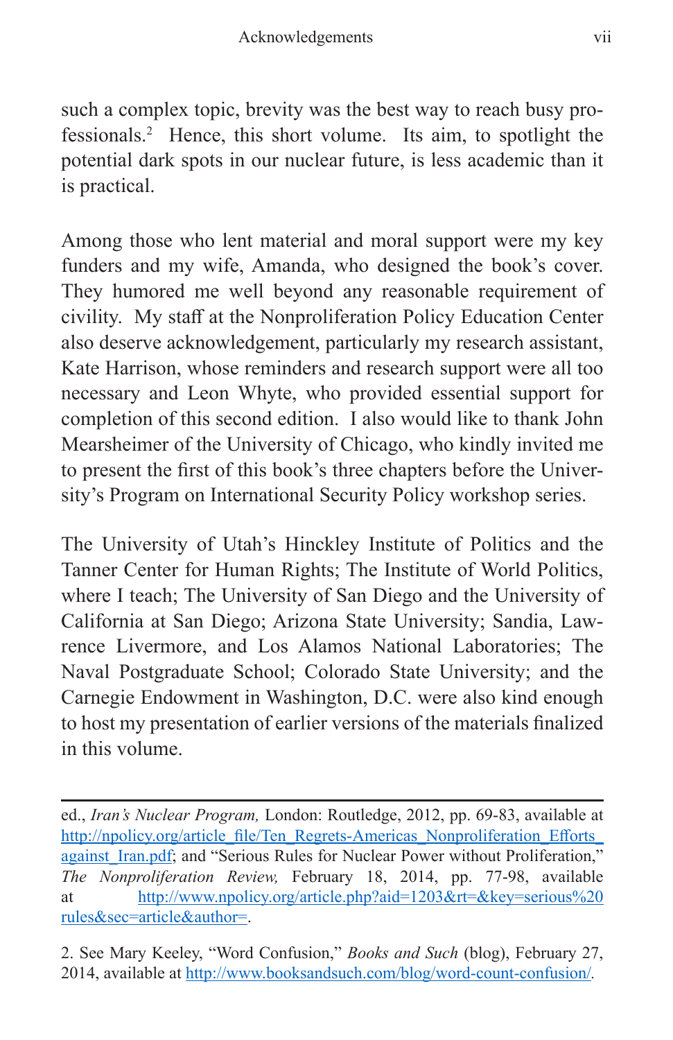such a complex topic, brevity was the best way to reach busy professionals.[2] Hence, this short volume. Its aim, to spotlight the potential dark spots in our nuclear future, is less academic than it is practical.

Among those who lent material and moral support were my key funders and my wife, Amanda, who designed the book's cover. They humored me well beyond any reasonable requirement of civility. My staff at the Nonproliferation Policy Education Center also deserve acknowledgement, particularly my research assistant, Kate Harrison, whose reminders and research support were all too necessary and Leon Whyte, who provided essential support for completion of this second edition. I also would like to thank John Mearsheimer of the University of Chicago, who kindly invited me to present the first of this book's three chapters before the University's Program on International Security Policy workshop series.

The University of Utah's Hinckley Institute of Politics and the Tanner Center for Human Rights; The Institute of World Politics, where I teach; The University of San Diego and the University of California at San Diego; Arizona State University; Sandia, Lawrence Livermore, and Los Alamos National Laboratories; The Naval Postgraduate School; Colorado State University; and the Carnegie Endowment in Washington, D.C. were also kind enough to host my presentation of earlier versions of the materials finalized in this volume.

---

ed., *Iran's Nuclear Program,* London: Routledge, 2012, pp. 69-83, available at http://npolicy.org/article_file/Ten_Regrets-Americas_Nonproliferation_Efforts_against_Iran.pdf; and "Serious Rules for Nuclear Power without Proliferation," *The Nonproliferation Review,* February 18, 2014, pp. 77-98, available at http://www.npolicy.org/article.php?aid=1203&rt=&key=serious%20rules&sec=article&author=.

2. See Mary Keeley, "Word Confusion," *Books and Such* (blog), February 27, 2014, available at http://www.booksandsuch.com/blog/word-count-confusion/.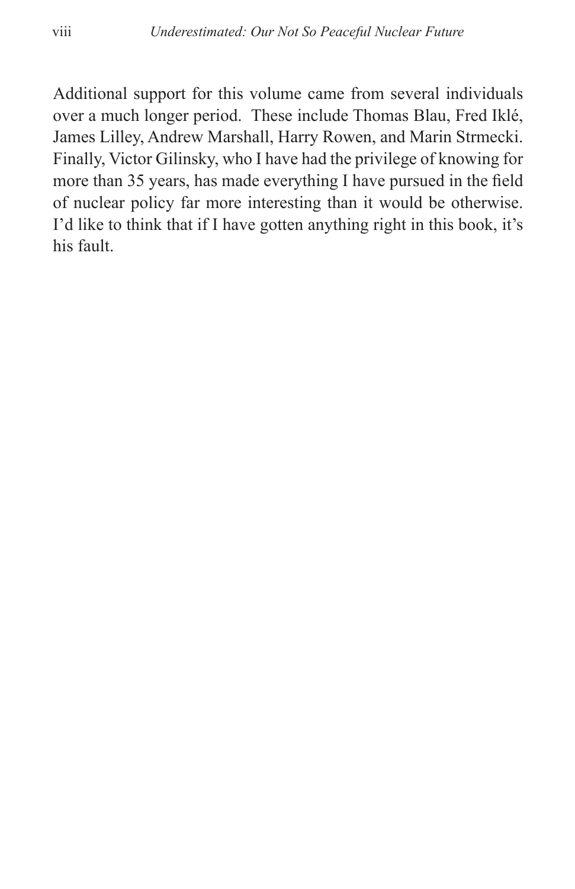Additional support for this volume came from several individuals over a much longer period. These include Thomas Blau, Fred Iklé, James Lilley, Andrew Marshall, Harry Rowen, and Marin Strmecki. Finally, Victor Gilinsky, who I have had the privilege of knowing for more than 35 years, has made everything I have pursued in the field of nuclear policy far more interesting than it would be otherwise. I'd like to think that if I have gotten anything right in this book, it's his fault.